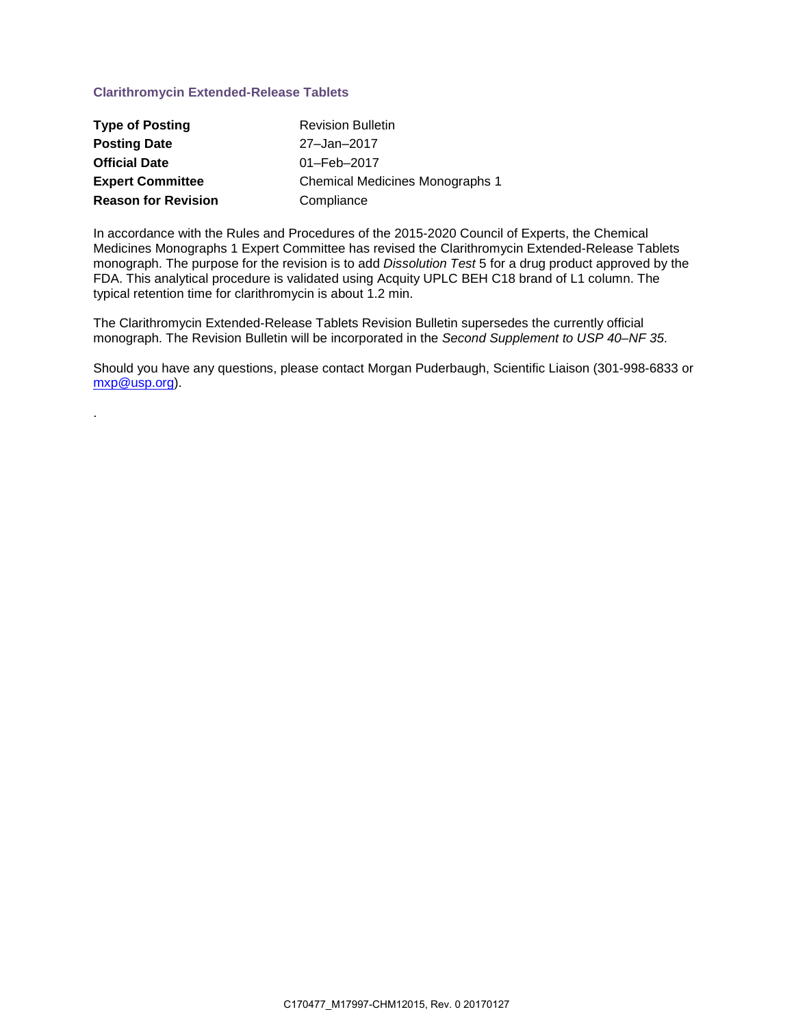## Clarithromycin Extended-Release Tablets

| | |
|---|---|
| **Type of Posting** | Revision Bulletin |
| **Posting Date** | 27–Jan–2017 |
| **Official Date** | 01–Feb–2017 |
| **Expert Committee** | Chemical Medicines Monographs 1 |
| **Reason for Revision** | Compliance |

In accordance with the Rules and Procedures of the 2015-2020 Council of Experts, the Chemical Medicines Monographs 1 Expert Committee has revised the Clarithromycin Extended-Release Tablets monograph. The purpose for the revision is to add *Dissolution Test* 5 for a drug product approved by the FDA. This analytical procedure is validated using Acquity UPLC BEH C18 brand of L1 column. The typical retention time for clarithromycin is about 1.2 min.

The Clarithromycin Extended-Release Tablets Revision Bulletin supersedes the currently official monograph. The Revision Bulletin will be incorporated in the *Second Supplement to USP 40–NF 35*.

Should you have any questions, please contact Morgan Puderbaugh, Scientific Liaison (301-998-6833 or mxp@usp.org).

.

C170477_M17997-CHM12015, Rev. 0 20170127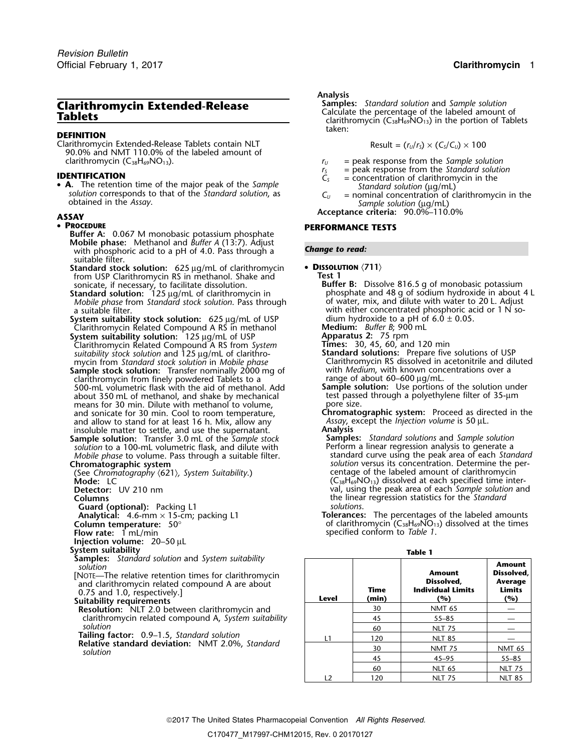# Clarithromycin Extended-Release Tablets

## DEFINITION

Clarithromycin Extended-Release Tablets contain NLT 90.0% and NMT 110.0% of the labeled amount of clarithromycin ($C_{38}H_{69}NO_{13}$).

## IDENTIFICATION

- **A.** The retention time of the major peak of the *Sample solution* corresponds to that of the *Standard solution*, as obtained in the *Assay*.

## ASSAY

- **PROCEDURE**

**Buffer A:** 0.067 M monobasic potassium phosphate

**Mobile phase:** Methanol and *Buffer A* (13:7). Adjust with phosphoric acid to a pH of 4.0. Pass through a suitable filter.

**Standard stock solution:** 625 µg/mL of clarithromycin from USP Clarithromycin RS in methanol. Shake and sonicate, if necessary, to facilitate dissolution.

**Standard solution:** 125 µg/mL of clarithromycin in *Mobile phase* from *Standard stock solution*. Pass through a suitable filter.

**System suitability stock solution:** 625 µg/mL of USP Clarithromycin Related Compound A RS in methanol

**System suitability solution:** 125 µg/mL of USP Clarithromycin Related Compound A RS from *System suitability stock solution* and 125 µg/mL of clarithromycin from *Standard stock solution* in *Mobile phase*

**Sample stock solution:** Transfer nominally 2000 mg of clarithromycin from finely powdered Tablets to a 500-mL volumetric flask with the aid of methanol. Add about 350 mL of methanol, and shake by mechanical means for 30 min. Dilute with methanol to volume, and sonicate for 30 min. Cool to room temperature, and allow to stand for at least 16 h. Mix, allow any insoluble matter to settle, and use the supernatant.

**Sample solution:** Transfer 3.0 mL of the *Sample stock solution* to a 100-mL volumetric flask, and dilute with *Mobile phase* to volume. Pass through a suitable filter.

**Chromatographic system**

(See *Chromatography* ⟨621⟩, *System Suitability*.)

**Mode:** LC

**Detector:** UV 210 nm

**Columns**

**Guard (optional):** Packing L1

**Analytical:** 4.6-mm × 15-cm; packing L1

**Column temperature:** 50°

**Flow rate:** 1 mL/min

**Injection volume:** 20–50 µL

**System suitability**

**Samples:** *Standard solution* and *System suitability solution*

[NOTE—The relative retention times for clarithromycin and clarithromycin related compound A are about 0.75 and 1.0, respectively.]

**Suitability requirements**

**Resolution:** NLT 2.0 between clarithromycin and clarithromycin related compound A, *System suitability solution*

**Tailing factor:** 0.9–1.5, *Standard solution*

**Relative standard deviation:** NMT 2.0%, *Standard solution*

**Analysis**

**Samples:** *Standard solution* and *Sample solution*

Calculate the percentage of the labeled amount of clarithromycin ($C_{38}H_{69}NO_{13}$) in the portion of Tablets taken:

$$\text{Result} = (r_U/r_S) \times (C_S/C_U) \times 100$$

- $r_U$ = peak response from the *Sample solution*
- $r_S$ = peak response from the *Standard solution*
- $C_S$ = concentration of clarithromycin in the *Standard solution* (µg/mL)
- $C_U$ = nominal concentration of clarithromycin in the *Sample solution* (µg/mL)

**Acceptance criteria:** 90.0%–110.0%

## PERFORMANCE TESTS

***Change to read:***

- **DISSOLUTION** ⟨711⟩

**Test 1**

**Buffer B:** Dissolve 816.5 g of monobasic potassium phosphate and 48 g of sodium hydroxide in about 4 L of water, mix, and dilute with water to 20 L. Adjust with either concentrated phosphoric acid or 1 N sodium hydroxide to a pH of 6.0 ± 0.05.

**Medium:** *Buffer B*; 900 mL

**Apparatus 2:** 75 rpm

**Times:** 30, 45, 60, and 120 min

**Standard solutions:** Prepare five solutions of USP Clarithromycin RS dissolved in acetonitrile and diluted with *Medium*, with known concentrations over a range of about 60–600 µg/mL.

**Sample solution:** Use portions of the solution under test passed through a polyethylene filter of 35-µm pore size.

**Chromatographic system:** Proceed as directed in the *Assay*, except the *Injection volume* is 50 µL.

**Analysis**

**Samples:** *Standard solutions* and *Sample solution*

Perform a linear regression analysis to generate a standard curve using the peak area of each *Standard solution* versus its concentration. Determine the percentage of the labeled amount of clarithromycin ($C_{38}H_{69}NO_{13}$) dissolved at each specified time interval, using the peak area of each *Sample solution* and the linear regression statistics for the *Standard solutions*.

**Tolerances:** The percentages of the labeled amounts of clarithromycin ($C_{38}H_{69}NO_{13}$) dissolved at the times specified conform to *Table 1*.

**Table 1**

| Level | Time (min) | Amount Dissolved, Individual Limits (%) | Amount Dissolved, Average Limits (%) |
|---|---|---|---|
| L1 | 30 | NMT 65 | — |
| | 45 | 55–85 | — |
| | 60 | NLT 75 | — |
| | 120 | NLT 85 | — |
| L2 | 30 | NMT 75 | NMT 65 |
| | 45 | 45–95 | 55–85 |
| | 60 | NLT 65 | NLT 75 |
| | 120 | NLT 75 | NLT 85 |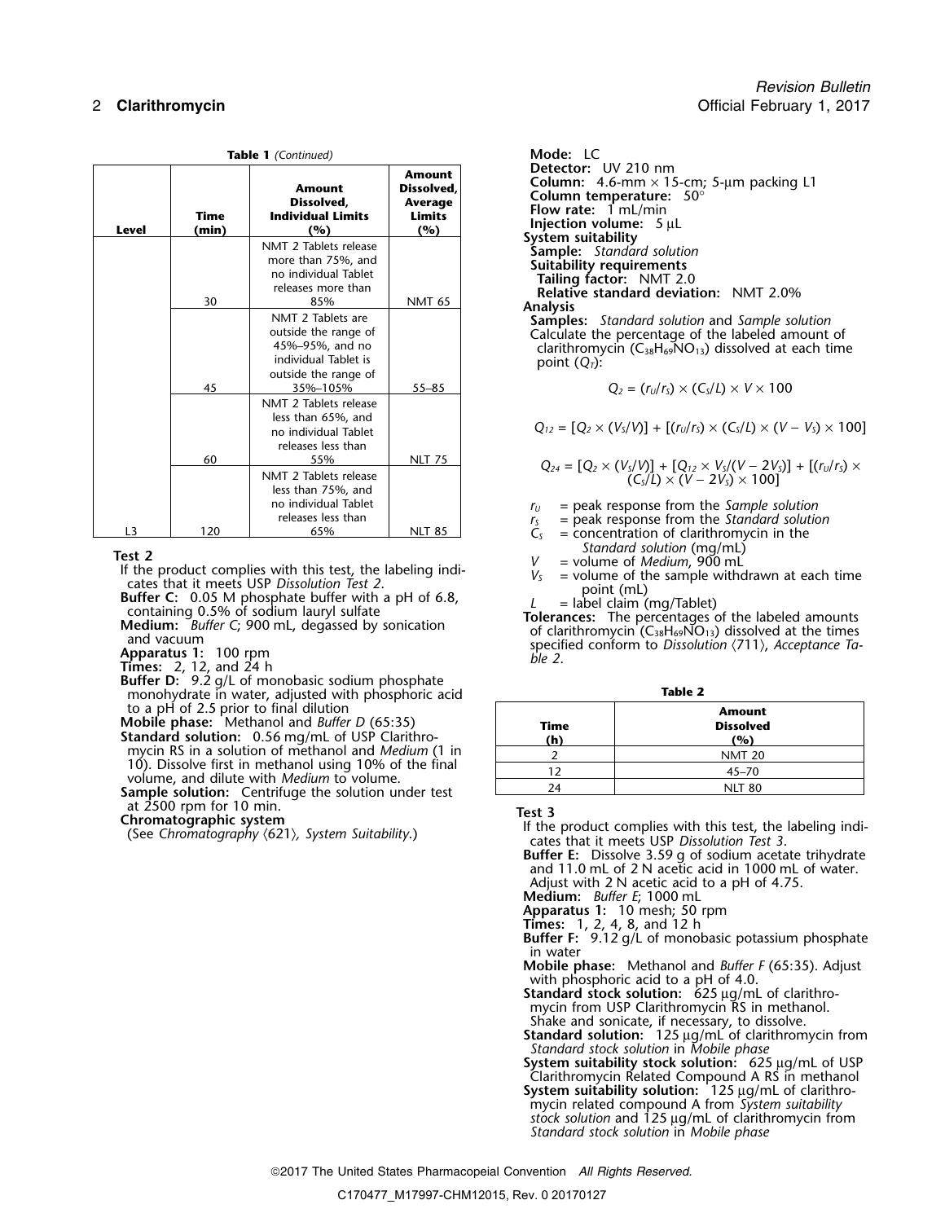**Table 1** *(Continued)*

| Level | Time (min) | Amount Dissolved, Individual Limits (%) | Amount Dissolved, Average Limits (%) |
|---|---|---|---|
| | 30 | NMT 2 Tablets release more than 75%, and no individual Tablet releases more than 85% | NMT 65 |
| | 45 | NMT 2 Tablets are outside the range of 45%–95%, and no individual Tablet is outside the range of 35%–105% | 55–85 |
| | 60 | NMT 2 Tablets release less than 65%, and no individual Tablet releases less than 55% | NLT 75 |
| L3 | 120 | NMT 2 Tablets release less than 75%, and no individual Tablet releases less than 65% | NLT 85 |

**Test 2**

If the product complies with this test, the labeling indicates that it meets USP *Dissolution Test 2*.

**Buffer C:** 0.05 M phosphate buffer with a pH of 6.8, containing 0.5% of sodium lauryl sulfate

**Medium:** *Buffer C*; 900 mL, degassed by sonication and vacuum

**Apparatus 1:** 100 rpm

**Times:** 2, 12, and 24 h

**Buffer D:** 9.2 g/L of monobasic sodium phosphate monohydrate in water, adjusted with phosphoric acid to a pH of 2.5 prior to final dilution

**Mobile phase:** Methanol and *Buffer D* (65:35)

**Standard solution:** 0.56 mg/mL of USP Clarithromycin RS in a solution of methanol and *Medium* (1 in 10). Dissolve first in methanol using 10% of the final volume, and dilute with *Medium* to volume.

**Sample solution:** Centrifuge the solution under test at 2500 rpm for 10 min.

**Chromatographic system**

(See *Chromatography* ⟨621⟩*, System Suitability*.)

**Mode:** LC

**Detector:** UV 210 nm

**Column:** 4.6-mm × 15-cm; 5-µm packing L1

**Column temperature:** 50°

**Flow rate:** 1 mL/min

**Injection volume:** 5 µL

**System suitability**

**Sample:** *Standard solution*

**Suitability requirements**

**Tailing factor:** NMT 2.0

**Relative standard deviation:** NMT 2.0%

**Analysis**

**Samples:** *Standard solution* and *Sample solution*

Calculate the percentage of the labeled amount of clarithromycin ($C_{38}H_{69}NO_{13}$) dissolved at each time point ($Q_T$):

$$Q_2 = (r_U/r_S) \times (C_S/L) \times V \times 100$$

$$Q_{12} = [Q_2 \times (V_S/V)] + [(r_U/r_S) \times (C_S/L) \times (V - V_S) \times 100]$$

$$Q_{24} = [Q_2 \times (V_S/V)] + [Q_{12} \times V_S/(V - 2V_S)] + [(r_U/r_S) \times (C_S/L) \times (V - 2V_S) \times 100]$$

$r_U$ = peak response from the *Sample solution*
$r_S$ = peak response from the *Standard solution*
$C_S$ = concentration of clarithromycin in the *Standard solution* (mg/mL)
$V$ = volume of *Medium*, 900 mL
$V_S$ = volume of the sample withdrawn at each time point (mL)
$L$ = label claim (mg/Tablet)

**Tolerances:** The percentages of the labeled amounts of clarithromycin ($C_{38}H_{69}NO_{13}$) dissolved at the times specified conform to *Dissolution* ⟨711⟩*, Acceptance Table 2*.

**Table 2**

| Time (h) | Amount Dissolved (%) |
|---|---|
| 2 | NMT 20 |
| 12 | 45–70 |
| 24 | NLT 80 |

**Test 3**

If the product complies with this test, the labeling indicates that it meets USP *Dissolution Test 3*.

**Buffer E:** Dissolve 3.59 g of sodium acetate trihydrate and 11.0 mL of 2 N acetic acid in 1000 mL of water. Adjust with 2 N acetic acid to a pH of 4.75.

**Medium:** *Buffer E*; 1000 mL

**Apparatus 1:** 10 mesh; 50 rpm

**Times:** 1, 2, 4, 8, and 12 h

**Buffer F:** 9.12 g/L of monobasic potassium phosphate in water

**Mobile phase:** Methanol and *Buffer F* (65:35). Adjust with phosphoric acid to a pH of 4.0.

**Standard stock solution:** 625 µg/mL of clarithromycin from USP Clarithromycin RS in methanol. Shake and sonicate, if necessary, to dissolve.

**Standard solution:** 125 µg/mL of clarithromycin from *Standard stock solution* in *Mobile phase*

**System suitability stock solution:** 625 µg/mL of USP Clarithromycin Related Compound A RS in methanol

**System suitability solution:** 125 µg/mL of clarithromycin related compound A from *System suitability stock solution* and 125 µg/mL of clarithromycin from *Standard stock solution* in *Mobile phase*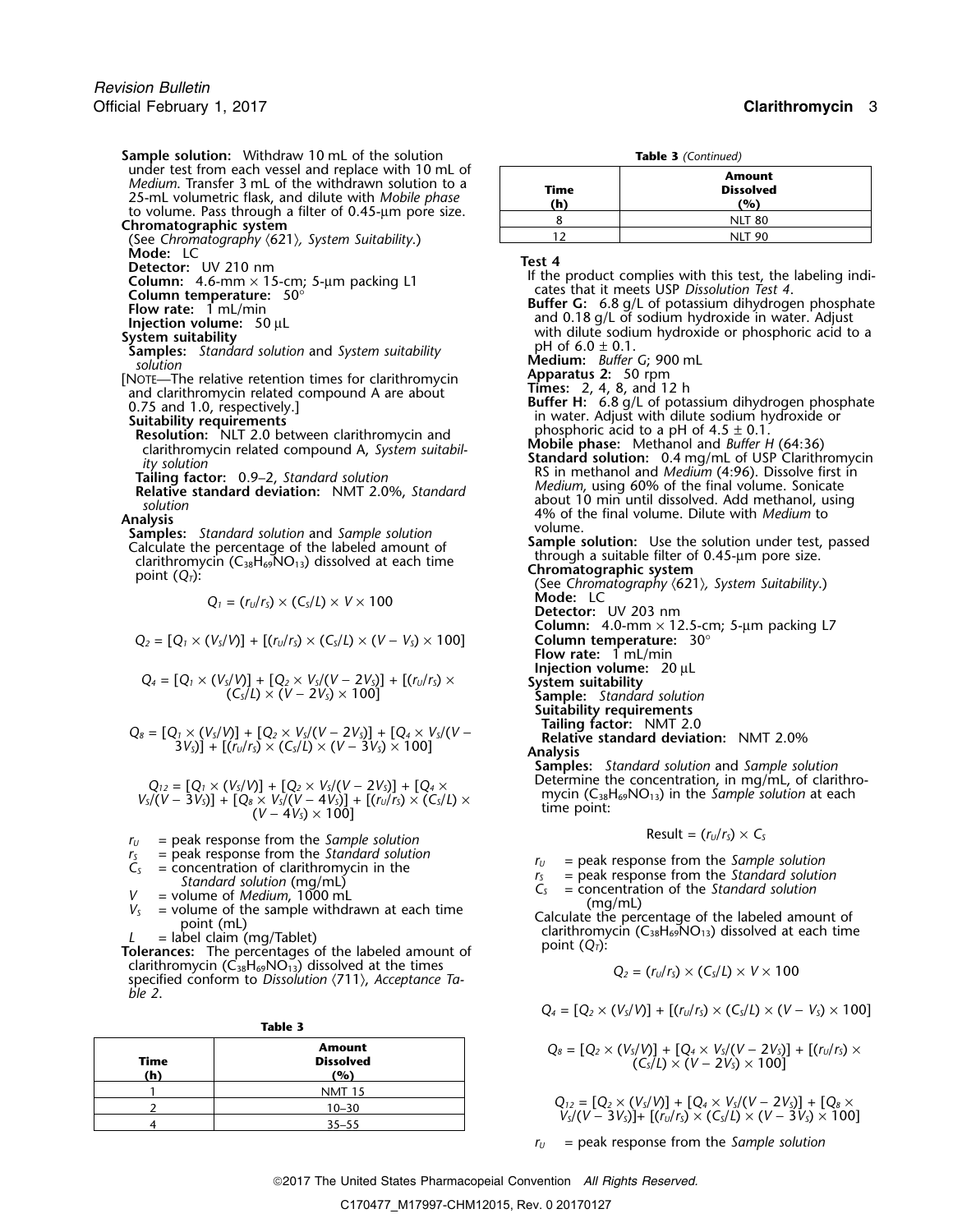**Sample solution:** Withdraw 10 mL of the solution under test from each vessel and replace with 10 mL of *Medium*. Transfer 3 mL of the withdrawn solution to a 25-mL volumetric flask, and dilute with *Mobile phase* to volume. Pass through a filter of 0.45-µm pore size.

**Chromatographic system**

(See *Chromatography* ⟨621⟩, *System Suitability*.)

**Mode:** LC

**Detector:** UV 210 nm

**Column:** 4.6-mm × 15-cm; 5-µm packing L1

**Column temperature:** 50°

**Flow rate:** 1 mL/min

**Injection volume:** 50 µL

**System suitability**

**Samples:** *Standard solution* and *System suitability solution*

[NOTE—The relative retention times for clarithromycin and clarithromycin related compound A are about 0.75 and 1.0, respectively.]

**Suitability requirements**

**Resolution:** NLT 2.0 between clarithromycin and clarithromycin related compound A, *System suitability solution*

**Tailing factor:** 0.9–2, *Standard solution*

**Relative standard deviation:** NMT 2.0%, *Standard solution*

**Analysis**

**Samples:** *Standard solution* and *Sample solution*

Calculate the percentage of the labeled amount of clarithromycin ($C_{38}H_{69}NO_{13}$) dissolved at each time point ($Q_T$):

$$Q_1 = (r_U/r_S) \times (C_S/L) \times V \times 100$$

$$Q_2 = [Q_1 \times (V_S/V)] + [(r_U/r_S) \times (C_S/L) \times (V - V_S) \times 100]$$

$$Q_4 = [Q_1 \times (V_S/V)] + [Q_2 \times V_S/(V - 2V_S)] + [(r_U/r_S) \times (C_S/L) \times (V - 2V_S) \times 100]$$

$$Q_8 = [Q_1 \times (V_S/V)] + [Q_2 \times V_S/(V - 2V_S)] + [Q_4 \times V_S/(V - 3V_S)] + [(r_U/r_S) \times (C_S/L) \times (V - 3V_S) \times 100]$$

$$Q_{12} = [Q_1 \times (V_S/V)] + [Q_2 \times V_S/(V - 2V_S)] + [Q_4 \times V_S/(V - 3V_S)] + [Q_8 \times V_S/(V - 4V_S)] + [(r_U/r_S) \times (C_S/L) \times (V - 4V_S) \times 100]$$

$r_U$ = peak response from the *Sample solution*
$r_S$ = peak response from the *Standard solution*
$C_S$ = concentration of clarithromycin in the *Standard solution* (mg/mL)
$V$ = volume of *Medium*, 1000 mL
$V_S$ = volume of the sample withdrawn at each time point (mL)
$L$ = label claim (mg/Tablet)

**Tolerances:** The percentages of the labeled amount of clarithromycin ($C_{38}H_{69}NO_{13}$) dissolved at the times specified conform to *Dissolution* ⟨711⟩, *Acceptance Table 2*.

**Table 3**

| Time (h) | Amount Dissolved (%) |
|---|---|
| 1 | NMT 15 |
| 2 | 10–30 |
| 4 | 35–55 |
| 8 | NLT 80 |
| 12 | NLT 90 |

**Test 4**

If the product complies with this test, the labeling indicates that it meets USP *Dissolution Test 4*.

**Buffer G:** 6.8 g/L of potassium dihydrogen phosphate and 0.18 g/L of sodium hydroxide in water. Adjust with dilute sodium hydroxide or phosphoric acid to a pH of 6.0 ± 0.1.

**Medium:** *Buffer G*; 900 mL

**Apparatus 2:** 50 rpm

**Times:** 2, 4, 8, and 12 h

**Buffer H:** 6.8 g/L of potassium dihydrogen phosphate in water. Adjust with dilute sodium hydroxide or phosphoric acid to a pH of 4.5 ± 0.1.

**Mobile phase:** Methanol and *Buffer H* (64:36)

**Standard solution:** 0.4 mg/mL of USP Clarithromycin RS in methanol and *Medium* (4:96). Dissolve first in *Medium*, using 60% of the final volume. Sonicate about 10 min until dissolved. Add methanol, using 4% of the final volume. Dilute with *Medium* to volume.

**Sample solution:** Use the solution under test, passed through a suitable filter of 0.45-µm pore size.

**Chromatographic system**

(See *Chromatography* ⟨621⟩, *System Suitability*.)

**Mode:** LC

**Detector:** UV 203 nm

**Column:** 4.0-mm × 12.5-cm; 5-µm packing L7

**Column temperature:** 30°

**Flow rate:** 1 mL/min

**Injection volume:** 20 µL

**System suitability**

**Sample:** *Standard solution*

**Suitability requirements**

**Tailing factor:** NMT 2.0

**Relative standard deviation:** NMT 2.0%

**Analysis**

**Samples:** *Standard solution* and *Sample solution*

Determine the concentration, in mg/mL, of clarithromycin ($C_{38}H_{69}NO_{13}$) in the *Sample solution* at each time point:

$$\text{Result} = (r_U/r_S) \times C_S$$

$r_U$ = peak response from the *Sample solution*
$r_S$ = peak response from the *Standard solution*
$C_S$ = concentration of the *Standard solution* (mg/mL)

Calculate the percentage of the labeled amount of clarithromycin ($C_{38}H_{69}NO_{13}$) dissolved at each time point ($Q_T$):

$$Q_2 = (r_U/r_S) \times (C_S/L) \times V \times 100$$

$$Q_4 = [Q_2 \times (V_S/V)] + [(r_U/r_S) \times (C_S/L) \times (V - V_S) \times 100]$$

$$Q_8 = [Q_2 \times (V_S/V)] + [Q_4 \times V_S/(V - 2V_S)] + [(r_U/r_S) \times (C_S/L) \times (V - 2V_S) \times 100]$$

$$Q_{12} = [Q_2 \times (V_S/V)] + [Q_4 \times V_S/(V - 2V_S)] + [Q_8 \times V_S/(V - 3V_S)] + [(r_U/r_S) \times (C_S/L) \times (V - 3V_S) \times 100]$$

$r_U$ = peak response from the *Sample solution*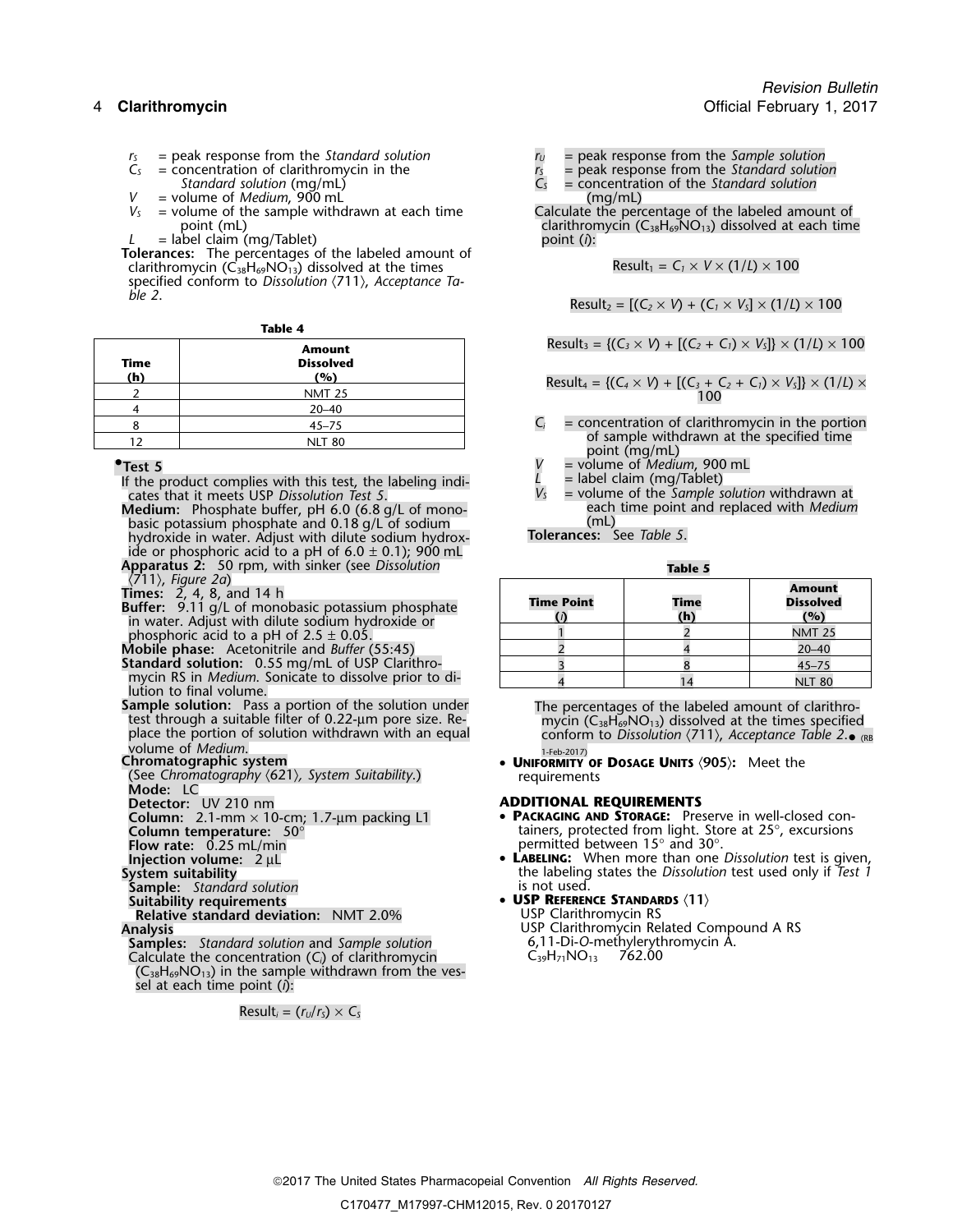$r_S$ = peak response from the *Standard solution*
$C_S$ = concentration of clarithromycin in the *Standard solution* (mg/mL)
$V$ = volume of *Medium*, 900 mL
$V_S$ = volume of the sample withdrawn at each time point (mL)
$L$ = label claim (mg/Tablet)

**Tolerances:** The percentages of the labeled amount of clarithromycin ($C_{38}H_{69}NO_{13}$) dissolved at the times specified conform to *Dissolution* ⟨711⟩, *Acceptance Table 2*.

**Table 4**

| Time (h) | Amount Dissolved (%) |
|---|---|
| 2 | NMT 25 |
| 4 | 20–40 |
| 8 | 45–75 |
| 12 | NLT 80 |

•**Test 5**

If the product complies with this test, the labeling indicates that it meets USP *Dissolution Test 5*.

**Medium:** Phosphate buffer, pH 6.0 (6.8 g/L of monobasic potassium phosphate and 0.18 g/L of sodium hydroxide in water. Adjust with dilute sodium hydroxide or phosphoric acid to a pH of 6.0 ± 0.1); 900 mL

**Apparatus 2:** 50 rpm, with sinker (see *Dissolution* ⟨711⟩, *Figure 2a*)

**Times:** 2, 4, 8, and 14 h

**Buffer:** 9.11 g/L of monobasic potassium phosphate in water. Adjust with dilute sodium hydroxide or phosphoric acid to a pH of 2.5 ± 0.05.

**Mobile phase:** Acetonitrile and *Buffer* (55:45)

**Standard solution:** 0.55 mg/mL of USP Clarithromycin RS in *Medium*. Sonicate to dissolve prior to dilution to final volume.

**Sample solution:** Pass a portion of the solution under test through a suitable filter of 0.22-µm pore size. Replace the portion of solution withdrawn with an equal volume of *Medium*.

**Chromatographic system**

(See *Chromatography* ⟨621⟩, *System Suitability*.)

**Mode:** LC

**Detector:** UV 210 nm

**Column:** 2.1-mm × 10-cm; 1.7-µm packing L1

**Column temperature:** 50°

**Flow rate:** 0.25 mL/min

**Injection volume:** 2 µL

**System suitability**

**Sample:** *Standard solution*

**Suitability requirements**

**Relative standard deviation:** NMT 2.0%

**Analysis**

**Samples:** *Standard solution* and *Sample solution*

Calculate the concentration ($C_i$) of clarithromycin ($C_{38}H_{69}NO_{13}$) in the sample withdrawn from the vessel at each time point ($i$):

$$\text{Result}_i = (r_U/r_S) \times C_S$$

$r_U$ = peak response from the *Sample solution*
$r_S$ = peak response from the *Standard solution*
$C_S$ = concentration of the *Standard solution* (mg/mL)

Calculate the percentage of the labeled amount of clarithromycin ($C_{38}H_{69}NO_{13}$) dissolved at each time point ($i$):

$$\text{Result}_1 = C_1 \times V \times (1/L) \times 100$$

$$\text{Result}_2 = [(C_2 \times V) + (C_1 \times V_S] \times (1/L) \times 100$$

$$\text{Result}_3 = \{(C_3 \times V) + [(C_2 + C_1) \times V_S]\} \times (1/L) \times 100$$

$$\text{Result}_4 = \{(C_4 \times V) + [(C_3 + C_2 + C_1) \times V_S]\} \times (1/L) \times 100$$

$C_i$ = concentration of clarithromycin in the portion of sample withdrawn at the specified time point (mg/mL)
$V$ = volume of *Medium*, 900 mL
$L$ = label claim (mg/Tablet)
$V_S$ = volume of the *Sample solution* withdrawn at each time point and replaced with *Medium* (mL)

**Tolerances:** See *Table 5*.

**Table 5**

| Time Point ($i$) | Time (h) | Amount Dissolved (%) |
|---|---|---|
| 1 | 2 | NMT 25 |
| 2 | 4 | 20–40 |
| 3 | 8 | 45–75 |
| 4 | 14 | NLT 80 |

The percentages of the labeled amount of clarithromycin ($C_{38}H_{69}NO_{13}$) dissolved at the times specified conform to *Dissolution* ⟨711⟩, *Acceptance Table 2*.• (RB 1-Feb-2017)

- **Uniformity of Dosage Units** ⟨905⟩: Meet the requirements

## ADDITIONAL REQUIREMENTS

- **Packaging and Storage:** Preserve in well-closed containers, protected from light. Store at 25°, excursions permitted between 15° and 30°.
- **Labeling:** When more than one *Dissolution* test is given, the labeling states the *Dissolution* test used only if *Test 1* is not used.
- **USP Reference Standards** ⟨11⟩
  - USP Clarithromycin RS
  - USP Clarithromycin Related Compound A RS
    - 6,11-Di-*O*-methylerythromycin A.
    - $C_{39}H_{71}NO_{13}$ 762.00